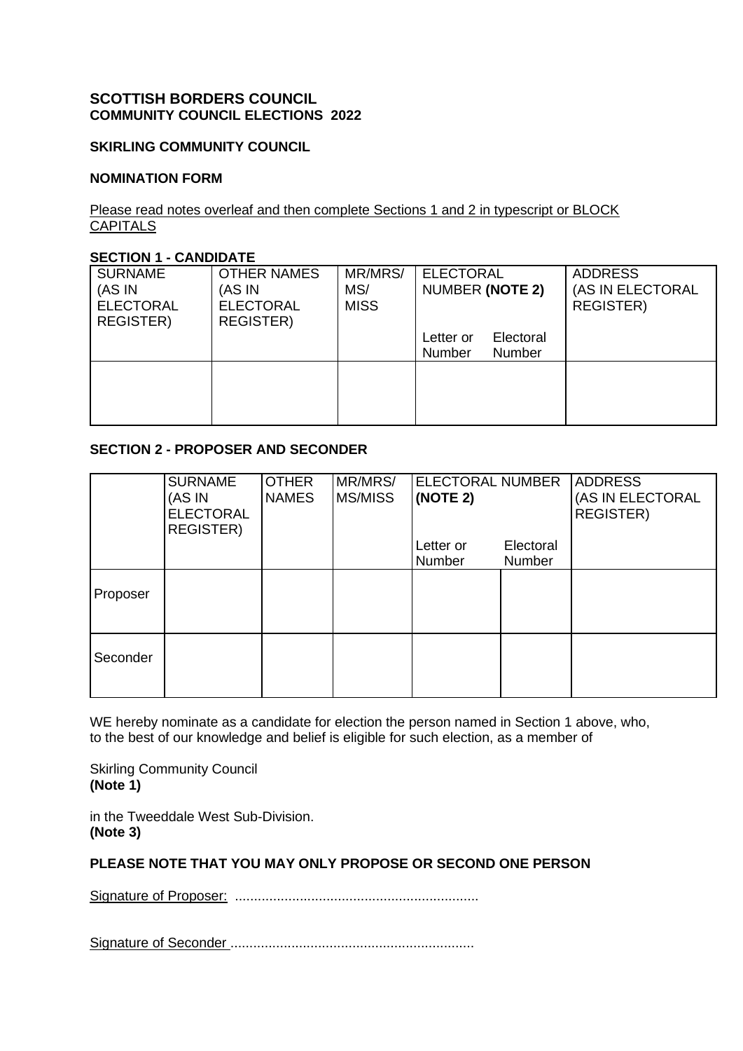**SCOTTISH BORDERS COUNCIL**
**COMMUNITY COUNCIL ELECTIONS 2022**

**SKIRLING COMMUNITY COUNCIL**

**NOMINATION FORM**

Please read notes overleaf and then complete Sections 1 and 2 in typescript or BLOCK CAPITALS

**SECTION 1 - CANDIDATE**

| SURNAME (AS IN ELECTORAL REGISTER) | OTHER NAMES (AS IN ELECTORAL REGISTER) | MR/MRS/ MS/ MISS | ELECTORAL NUMBER **(NOTE 2)** | | ADDRESS (AS IN ELECTORAL REGISTER) |
|---|---|---|---|---|---|
| | | | Letter or Number | Electoral Number | |
| | | | | | |

**SECTION 2 - PROPOSER AND SECONDER**

| | SURNAME (AS IN ELECTORAL REGISTER) | OTHER NAMES | MR/MRS/ MS/MISS | ELECTORAL NUMBER **(NOTE 2)** | | ADDRESS (AS IN ELECTORAL REGISTER) |
|---|---|---|---|---|---|---|
| | | | | Letter or Number | Electoral Number | |
| Proposer | | | | | | |
| Seconder | | | | | | |

WE hereby nominate as a candidate for election the person named in Section 1 above, who, to the best of our knowledge and belief is eligible for such election, as a member of

Skirling Community Council
**(Note 1)**

in the Tweeddale West Sub-Division.
**(Note 3)**

**PLEASE NOTE THAT YOU MAY ONLY PROPOSE OR SECOND ONE PERSON**

Signature of Proposer: ................................................................

Signature of Seconder ................................................................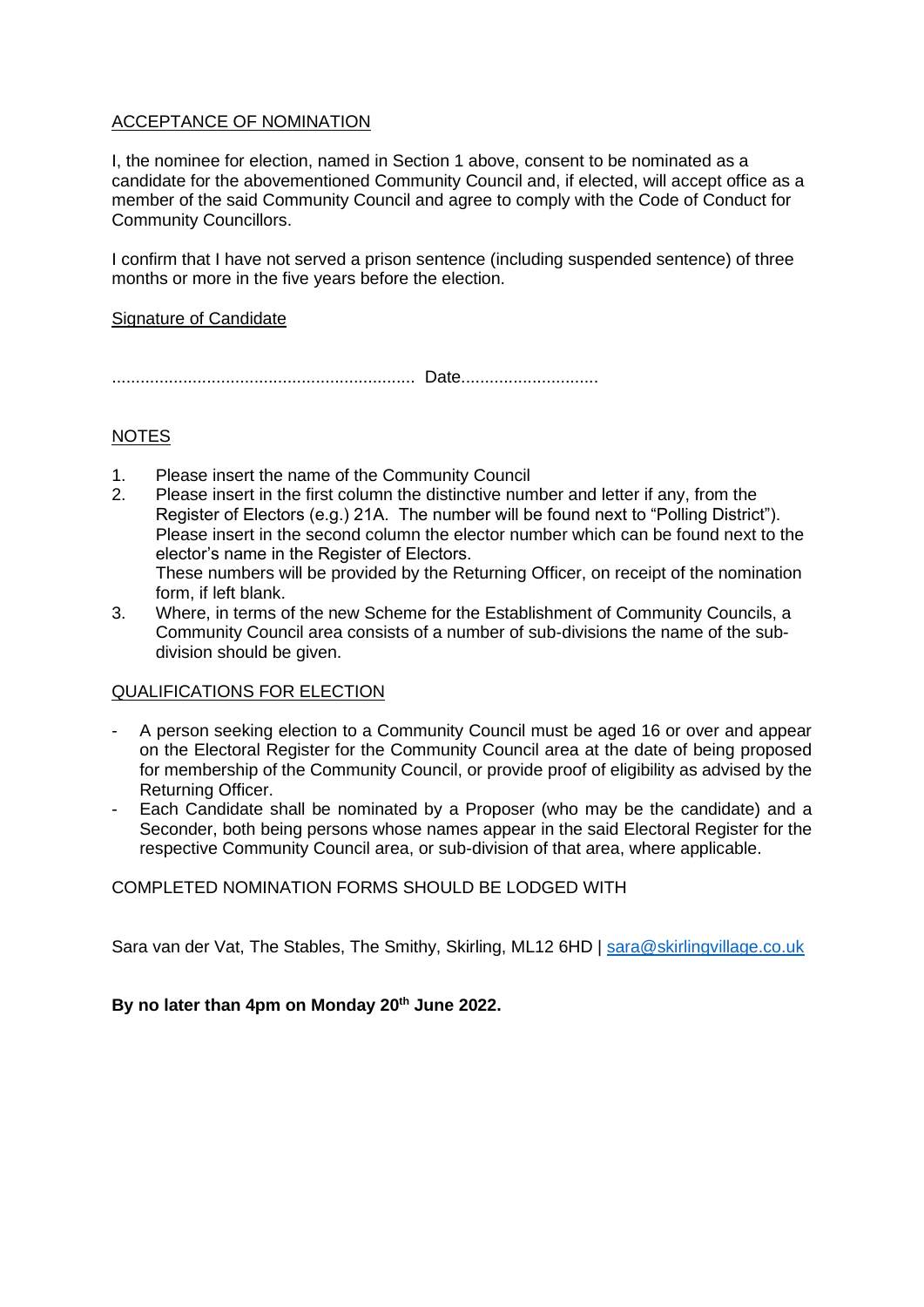## ACCEPTANCE OF NOMINATION

I, the nominee for election, named in Section 1 above, consent to be nominated as a candidate for the abovementioned Community Council and, if elected, will accept office as a member of the said Community Council and agree to comply with the Code of Conduct for Community Councillors.

I confirm that I have not served a prison sentence (including suspended sentence) of three months or more in the five years before the election.

Signature of Candidate

................................................................ Date.............................

## NOTES

1. Please insert the name of the Community Council
2. Please insert in the first column the distinctive number and letter if any, from the Register of Electors (e.g.) 21A. The number will be found next to "Polling District"). Please insert in the second column the elector number which can be found next to the elector's name in the Register of Electors.
   These numbers will be provided by the Returning Officer, on receipt of the nomination form, if left blank.
3. Where, in terms of the new Scheme for the Establishment of Community Councils, a Community Council area consists of a number of sub-divisions the name of the sub-division should be given.

## QUALIFICATIONS FOR ELECTION

- A person seeking election to a Community Council must be aged 16 or over and appear on the Electoral Register for the Community Council area at the date of being proposed for membership of the Community Council, or provide proof of eligibility as advised by the Returning Officer.
- Each Candidate shall be nominated by a Proposer (who may be the candidate) and a Seconder, both being persons whose names appear in the said Electoral Register for the respective Community Council area, or sub-division of that area, where applicable.

COMPLETED NOMINATION FORMS SHOULD BE LODGED WITH

Sara van der Vat, The Stables, The Smithy, Skirling, ML12 6HD | sara@skirlingvillage.co.uk

**By no later than 4pm on Monday 20th June 2022.**